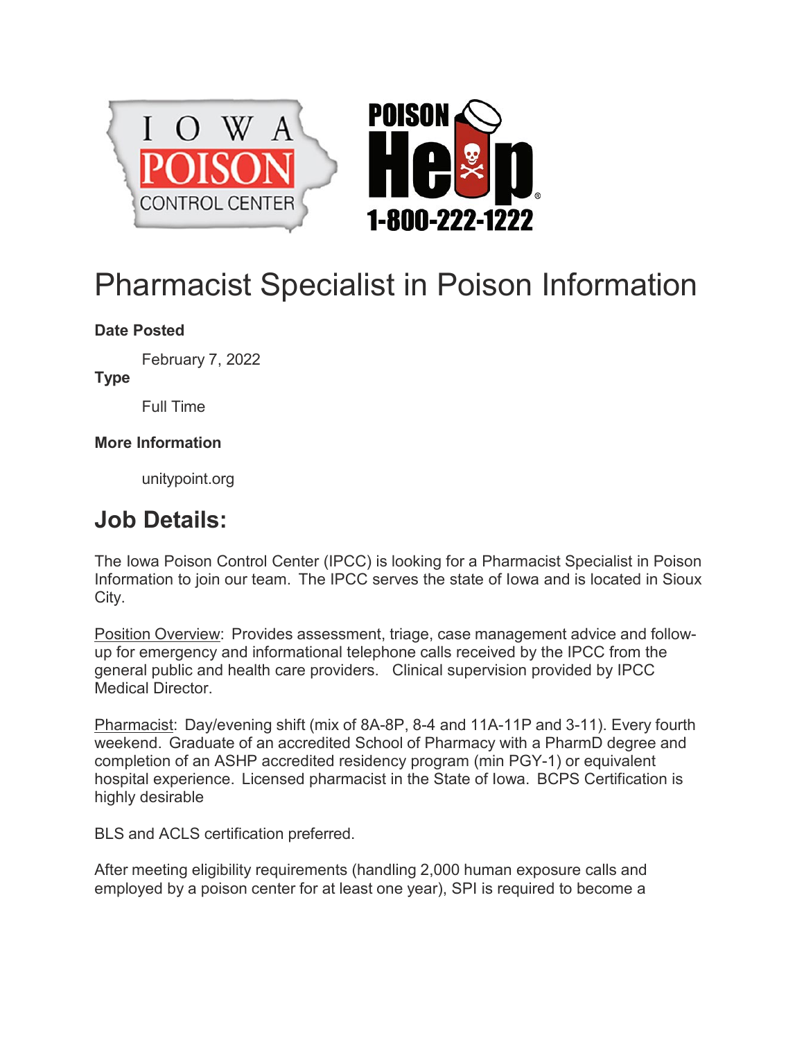# Pharmacist Specialist in Poison Information

**Date Posted**

February 7, 2022

**Type**

Full Time

**More Information**

unitypoint.org

## Job Details:

The Iowa Poison Control Center (IPCC) is looking for a Pharmacist Specialist in Poison Information to join our team. The IPCC serves the state of Iowa and is located in Sioux City.

Position Overview: Provides assessment, triage, case management advice and follow-up for emergency and informational telephone calls received by the IPCC from the general public and health care providers. Clinical supervision provided by IPCC Medical Director.

Pharmacist: Day/evening shift (mix of 8A-8P, 8-4 and 11A-11P and 3-11). Every fourth weekend. Graduate of an accredited School of Pharmacy with a PharmD degree and completion of an ASHP accredited residency program (min PGY-1) or equivalent hospital experience. Licensed pharmacist in the State of Iowa. BCPS Certification is highly desirable

BLS and ACLS certification preferred.

After meeting eligibility requirements (handling 2,000 human exposure calls and employed by a poison center for at least one year), SPI is required to become a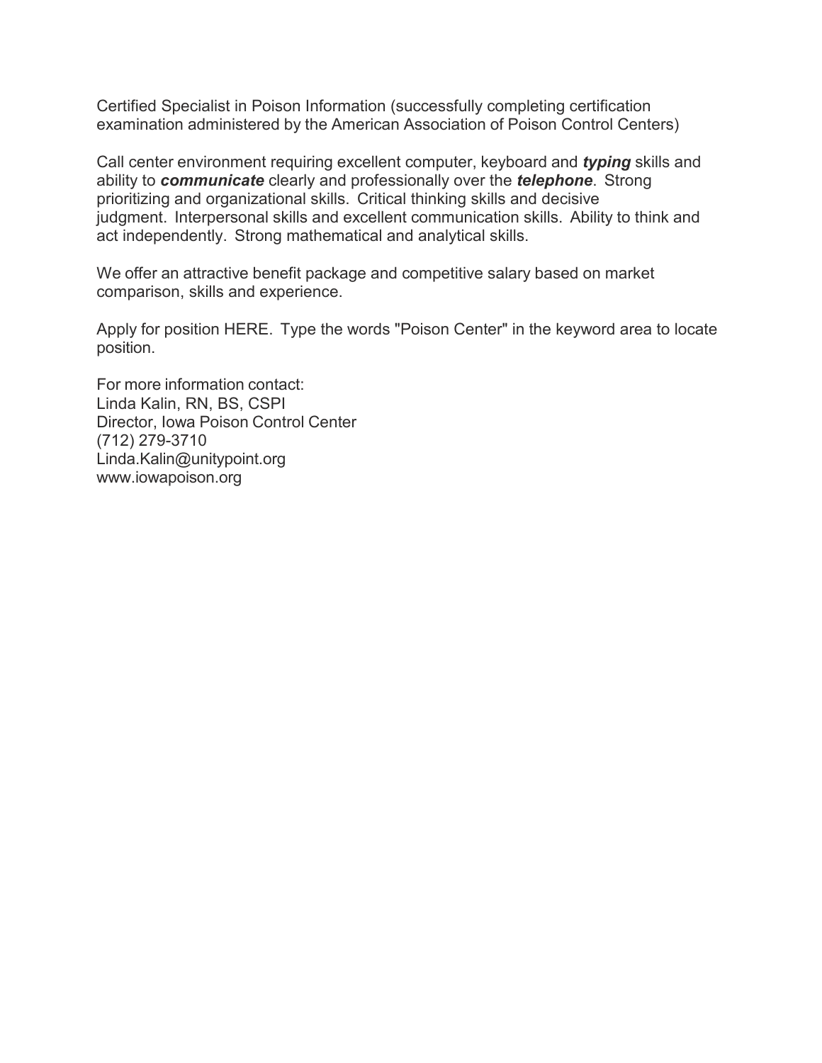Certified Specialist in Poison Information (successfully completing certification examination administered by the American Association of Poison Control Centers)

Call center environment requiring excellent computer, keyboard and ***typing*** skills and ability to ***communicate*** clearly and professionally over the ***telephone***. Strong prioritizing and organizational skills. Critical thinking skills and decisive judgment. Interpersonal skills and excellent communication skills. Ability to think and act independently. Strong mathematical and analytical skills.

We offer an attractive benefit package and competitive salary based on market comparison, skills and experience.

Apply for position HERE. Type the words "Poison Center" in the keyword area to locate position.

For more information contact:
Linda Kalin, RN, BS, CSPI
Director, Iowa Poison Control Center
(712) 279-3710
Linda.Kalin@unitypoint.org
www.iowapoison.org